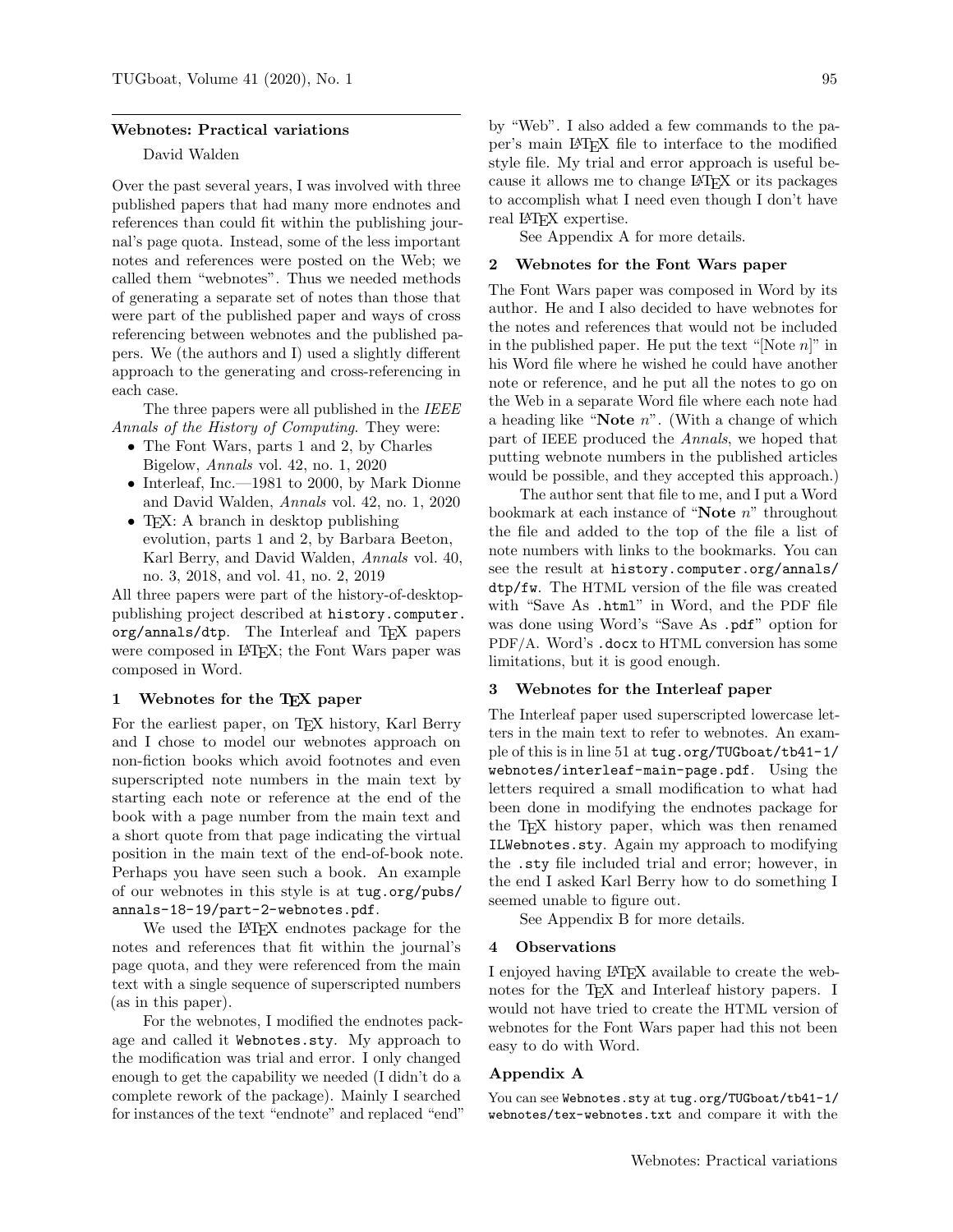## Webnotes: Practical variations

David Walden

Over the past several years, I was involved with three published papers that had many more endnotes and references than could fit within the publishing journal's page quota. Instead, some of the less important notes and references were posted on the Web; we called them "webnotes". Thus we needed methods of generating a separate set of notes than those that were part of the published paper and ways of cross referencing between webnotes and the published papers. We (the authors and I) used a slightly different approach to the generating and cross-referencing in each case.

The three papers were all published in the *IEEE Annals of the History of Computing*. They were:

- The Font Wars, parts 1 and 2, by Charles Bigelow, *Annals* vol. 42, no. 1, 2020
- Interleaf, Inc.—1981 to 2000, by Mark Dionne and David Walden, *Annals* vol. 42, no. 1, 2020
- TeX: A branch in desktop publishing evolution, parts 1 and 2, by Barbara Beeton, Karl Berry, and David Walden, *Annals* vol. 40, no. 3, 2018, and vol. 41, no. 2, 2019

All three papers were part of the history-of-desktop-publishing project described at `history.computer.org/annals/dtp`. The Interleaf and TeX papers were composed in LaTeX; the Font Wars paper was composed in Word.

### 1 Webnotes for the TeX paper

For the earliest paper, on TeX history, Karl Berry and I chose to model our webnotes approach on non-fiction books which avoid footnotes and even superscripted note numbers in the main text by starting each note or reference at the end of the book with a page number from the main text and a short quote from that page indicating the virtual position in the main text of the end-of-book note. Perhaps you have seen such a book. An example of our webnotes in this style is at `tug.org/pubs/annals-18-19/part-2-webnotes.pdf`.

We used the LaTeX endnotes package for the notes and references that fit within the journal's page quota, and they were referenced from the main text with a single sequence of superscripted numbers (as in this paper).

For the webnotes, I modified the endnotes package and called it `Webnotes.sty`. My approach to the modification was trial and error. I only changed enough to get the capability we needed (I didn't do a complete rework of the package). Mainly I searched for instances of the text "endnote" and replaced "end" by "Web". I also added a few commands to the paper's main LaTeX file to interface to the modified style file. My trial and error approach is useful because it allows me to change LaTeX or its packages to accomplish what I need even though I don't have real LaTeX expertise.

See Appendix A for more details.

### 2 Webnotes for the Font Wars paper

The Font Wars paper was composed in Word by its author. He and I also decided to have webnotes for the notes and references that would not be included in the published paper. He put the text "[Note *n*]" in his Word file where he wished he could have another note or reference, and he put all the notes to go on the Web in a separate Word file where each note had a heading like "**Note** *n*". (With a change of which part of IEEE produced the *Annals*, we hoped that putting webnote numbers in the published articles would be possible, and they accepted this approach.)

The author sent that file to me, and I put a Word bookmark at each instance of "**Note** *n*" throughout the file and added to the top of the file a list of note numbers with links to the bookmarks. You can see the result at `history.computer.org/annals/dtp/fw`. The HTML version of the file was created with "Save As `.html`" in Word, and the PDF file was done using Word's "Save As `.pdf`" option for PDF/A. Word's `.docx` to HTML conversion has some limitations, but it is good enough.

### 3 Webnotes for the Interleaf paper

The Interleaf paper used superscripted lowercase letters in the main text to refer to webnotes. An example of this is in line 51 at `tug.org/TUGboat/tb41-1/webnotes/interleaf-main-page.pdf`. Using the letters required a small modification to what had been done in modifying the endnotes package for the TeX history paper, which was then renamed `ILWebnotes.sty`. Again my approach to modifying the `.sty` file included trial and error; however, in the end I asked Karl Berry how to do something I seemed unable to figure out.

See Appendix B for more details.

### 4 Observations

I enjoyed having LaTeX available to create the webnotes for the TeX and Interleaf history papers. I would not have tried to create the HTML version of webnotes for the Font Wars paper had this not been easy to do with Word.

### Appendix A

You can see `Webnotes.sty` at `tug.org/TUGboat/tb41-1/webnotes/tex-webnotes.txt` and compare it with the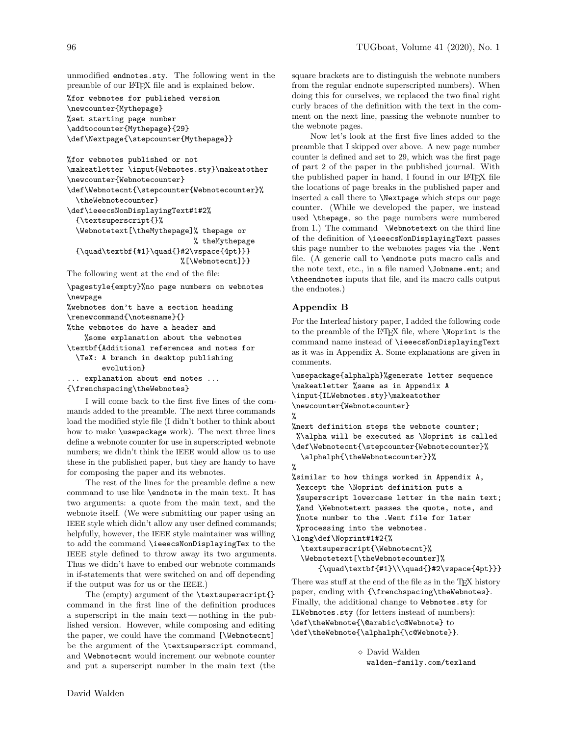unmodified endnotes.sty. The following went in the preamble of our LaTeX file and is explained below.

```
%for webnotes for published version
\newcounter{Mythepage}
%set starting page number
\addtocounter{Mythepage}{29}
\def\Nextpage{\stepcounter{Mythepage}}

%for webnotes published or not
\makeatletter \input{Webnotes.sty}\makeatother
\newcounter{Webnotecounter}
\def\Webnotecnt{\stepcounter{Webnotecounter}%
  \theWebnotecounter}
\def\ieeecsNonDisplayingText#1#2%
  {\textsuperscript{}%
  \Webnotetext[\theMythepage]% thepage or
                              % theMythepage
  {\quad\textbf{#1}\quad{}#2\vspace{4pt}}}
                          %[\Webnotecnt]}}
```

The following went at the end of the file:

```
\pagestyle{empty}%no page numbers on webnotes
\newpage
%webnotes don't have a section heading
\renewcommand{\notesname}{}
%the webnotes do have a header and
    %some explanation about the webnotes
\textbf{Additional references and notes for
  \TeX: A branch in desktop publishing
       evolution}
... explanation about end notes ...
{\frenchspacing\theWebnotes}
```

I will come back to the first five lines of the commands added to the preamble. The next three commands load the modified style file (I didn't bother to think about how to make \usepackage work). The next three lines define a webnote counter for use in superscripted webnote numbers; we didn't think the IEEE would allow us to use these in the published paper, but they are handy to have for composing the paper and its webnotes.

The rest of the lines for the preamble define a new command to use like \endnote in the main text. It has two arguments: a quote from the main text, and the webnote itself. (We were submitting our paper using an IEEE style which didn't allow any user defined commands; helpfully, however, the IEEE style maintainer was willing to add the command \ieeecsNonDisplayingTex to the IEEE style defined to throw away its two arguments. Thus we didn't have to embed our webnote commands in if-statements that were switched on and off depending if the output was for us or the IEEE.)

The (empty) argument of the \textsuperscript{} command in the first line of the definition produces a superscript in the main text — nothing in the published version. However, while composing and editing the paper, we could have the command [\Webnotecnt] be the argument of the \textsuperscript command, and \Webnotecnt would increment our webnote counter and put a superscript number in the main text (the square brackets are to distinguish the webnote numbers from the regular endnote superscripted numbers). When doing this for ourselves, we replaced the two final right curly braces of the definition with the text in the comment on the next line, passing the webnote number to the webnote pages.

Now let's look at the first five lines added to the preamble that I skipped over above. A new page number counter is defined and set to 29, which was the first page of part 2 of the paper in the published journal. With the published paper in hand, I found in our LaTeX file the locations of page breaks in the published paper and inserted a call there to \Nextpage which steps our page counter. (While we developed the paper, we instead used \thepage, so the page numbers were numbered from 1.) The command \Webnotetext on the third line of the definition of \ieeecsNonDisplayingText passes this page number to the webnotes pages via the .Went file. (A generic call to \endnote puts macro calls and the note text, etc., in a file named \Jobname.ent; and \theendnotes inputs that file, and its macro calls output the endnotes.)

## Appendix B

For the Interleaf history paper, I added the following code to the preamble of the LaTeX file, where \Noprint is the command name instead of \ieeecsNonDisplayingText as it was in Appendix A. Some explanations are given in comments.

```
\usepackage{alphalph}%generate letter sequence
\makeatletter %same as in Appendix A
\input{ILWebnotes.sty}\makeatother
\newcounter{Webnotecounter}
%
%next definition steps the webnote counter;
 %\alpha will be executed as \Noprint is called
\def\Webnotecnt{\stepcounter{Webnotecounter}%
  \alphalph{\theWebnotecounter}}%
%
%similar to how things worked in Appendix A,
 %except the \Noprint definition puts a
 %superscript lowercase letter in the main text;
 %and \Webnotetext passes the quote, note, and
 %note number to the .Went file for later
 %processing into the webnotes.
\long\def\Noprint#1#2{%
  \textsuperscript{\Webnotecnt}%
  \Webnotetext[\theWebnotecounter]%
      {\quad\textbf{#1}\\\quad{}#2\vspace{4pt}}}
```

There was stuff at the end of the file as in the TeX history paper, ending with {\frenchspacing\theWebnotes}. Finally, the additional change to Webnotes.sty for ILWebnotes.sty (for letters instead of numbers): \def\theWebnote{\@arabic\c@Webnote} to \def\theWebnote{\alphalph{\c@Webnote}}.

◇ David Walden
walden-family.com/texland